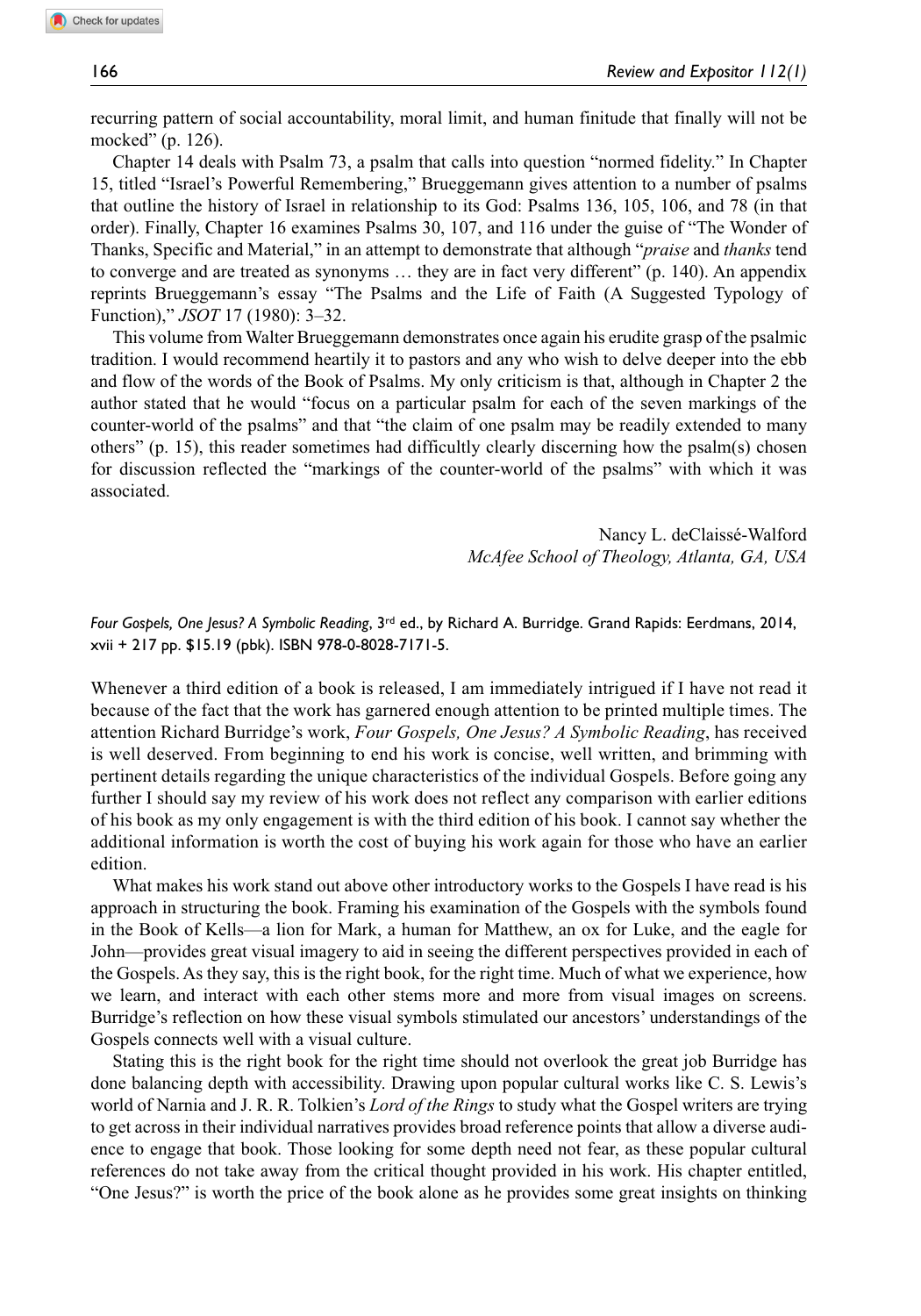recurring pattern of social accountability, moral limit, and human finitude that finally will not be mocked" (p. 126).

Chapter 14 deals with Psalm 73, a psalm that calls into question "normed fidelity." In Chapter 15, titled "Israel's Powerful Remembering," Brueggemann gives attention to a number of psalms that outline the history of Israel in relationship to its God: Psalms 136, 105, 106, and 78 (in that order). Finally, Chapter 16 examines Psalms 30, 107, and 116 under the guise of "The Wonder of Thanks, Specific and Material," in an attempt to demonstrate that although "*praise* and *thanks* tend to converge and are treated as synonyms … they are in fact very different" (p. 140). An appendix reprints Brueggemann's essay "The Psalms and the Life of Faith (A Suggested Typology of Function)," *JSOT* 17 (1980): 3–32.

This volume from Walter Brueggemann demonstrates once again his erudite grasp of the psalmic tradition. I would recommend heartily it to pastors and any who wish to delve deeper into the ebb and flow of the words of the Book of Psalms. My only criticism is that, although in Chapter 2 the author stated that he would "focus on a particular psalm for each of the seven markings of the counter-world of the psalms" and that "the claim of one psalm may be readily extended to many others" (p. 15), this reader sometimes had difficultly clearly discerning how the psalm(s) chosen for discussion reflected the "markings of the counter-world of the psalms" with which it was associated.

Nancy L. deClaissé-Walford
*McAfee School of Theology, Atlanta, GA, USA*

*Four Gospels, One Jesus? A Symbolic Reading*, 3rd ed., by Richard A. Burridge. Grand Rapids: Eerdmans, 2014, xvii + 217 pp. $15.19 (pbk). ISBN 978-0-8028-7171-5.

Whenever a third edition of a book is released, I am immediately intrigued if I have not read it because of the fact that the work has garnered enough attention to be printed multiple times. The attention Richard Burridge's work, *Four Gospels, One Jesus? A Symbolic Reading*, has received is well deserved. From beginning to end his work is concise, well written, and brimming with pertinent details regarding the unique characteristics of the individual Gospels. Before going any further I should say my review of his work does not reflect any comparison with earlier editions of his book as my only engagement is with the third edition of his book. I cannot say whether the additional information is worth the cost of buying his work again for those who have an earlier edition.

What makes his work stand out above other introductory works to the Gospels I have read is his approach in structuring the book. Framing his examination of the Gospels with the symbols found in the Book of Kells—a lion for Mark, a human for Matthew, an ox for Luke, and the eagle for John—provides great visual imagery to aid in seeing the different perspectives provided in each of the Gospels. As they say, this is the right book, for the right time. Much of what we experience, how we learn, and interact with each other stems more and more from visual images on screens. Burridge's reflection on how these visual symbols stimulated our ancestors' understandings of the Gospels connects well with a visual culture.

Stating this is the right book for the right time should not overlook the great job Burridge has done balancing depth with accessibility. Drawing upon popular cultural works like C. S. Lewis's world of Narnia and J. R. R. Tolkien's *Lord of the Rings* to study what the Gospel writers are trying to get across in their individual narratives provides broad reference points that allow a diverse audience to engage that book. Those looking for some depth need not fear, as these popular cultural references do not take away from the critical thought provided in his work. His chapter entitled, "One Jesus?" is worth the price of the book alone as he provides some great insights on thinking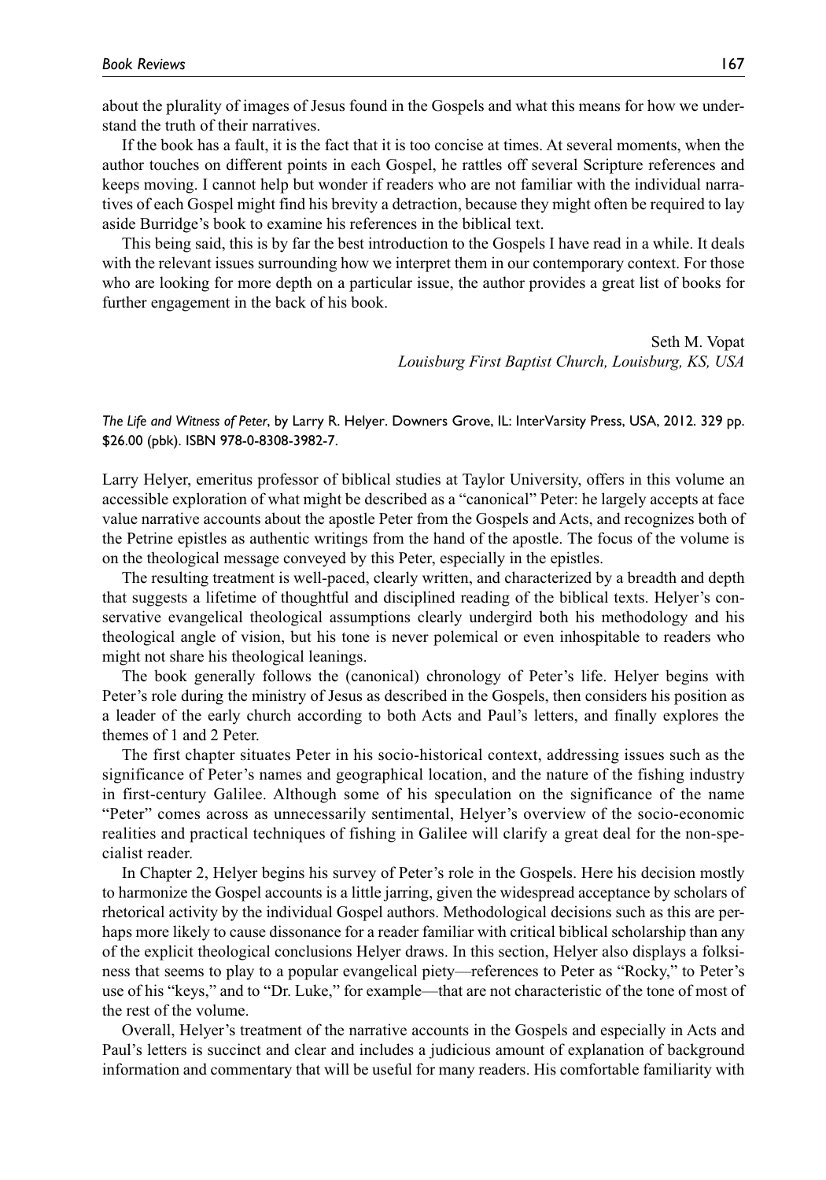about the plurality of images of Jesus found in the Gospels and what this means for how we understand the truth of their narratives.

If the book has a fault, it is the fact that it is too concise at times. At several moments, when the author touches on different points in each Gospel, he rattles off several Scripture references and keeps moving. I cannot help but wonder if readers who are not familiar with the individual narratives of each Gospel might find his brevity a detraction, because they might often be required to lay aside Burridge's book to examine his references in the biblical text.

This being said, this is by far the best introduction to the Gospels I have read in a while. It deals with the relevant issues surrounding how we interpret them in our contemporary context. For those who are looking for more depth on a particular issue, the author provides a great list of books for further engagement in the back of his book.

Seth M. Vopat
*Louisburg First Baptist Church, Louisburg, KS, USA*

*The Life and Witness of Peter*, by Larry R. Helyer. Downers Grove, IL: InterVarsity Press, USA, 2012. 329 pp. **$26.00 (pbk). ISBN 978-0-8308-3982-7.**

Larry Helyer, emeritus professor of biblical studies at Taylor University, offers in this volume an accessible exploration of what might be described as a "canonical" Peter: he largely accepts at face value narrative accounts about the apostle Peter from the Gospels and Acts, and recognizes both of the Petrine epistles as authentic writings from the hand of the apostle. The focus of the volume is on the theological message conveyed by this Peter, especially in the epistles.

The resulting treatment is well-paced, clearly written, and characterized by a breadth and depth that suggests a lifetime of thoughtful and disciplined reading of the biblical texts. Helyer's conservative evangelical theological assumptions clearly undergird both his methodology and his theological angle of vision, but his tone is never polemical or even inhospitable to readers who might not share his theological leanings.

The book generally follows the (canonical) chronology of Peter's life. Helyer begins with Peter's role during the ministry of Jesus as described in the Gospels, then considers his position as a leader of the early church according to both Acts and Paul's letters, and finally explores the themes of 1 and 2 Peter.

The first chapter situates Peter in his socio-historical context, addressing issues such as the significance of Peter's names and geographical location, and the nature of the fishing industry in first-century Galilee. Although some of his speculation on the significance of the name "Peter" comes across as unnecessarily sentimental, Helyer's overview of the socio-economic realities and practical techniques of fishing in Galilee will clarify a great deal for the non-specialist reader.

In Chapter 2, Helyer begins his survey of Peter's role in the Gospels. Here his decision mostly to harmonize the Gospel accounts is a little jarring, given the widespread acceptance by scholars of rhetorical activity by the individual Gospel authors. Methodological decisions such as this are perhaps more likely to cause dissonance for a reader familiar with critical biblical scholarship than any of the explicit theological conclusions Helyer draws. In this section, Helyer also displays a folksiness that seems to play to a popular evangelical piety—references to Peter as "Rocky," to Peter's use of his "keys," and to "Dr. Luke," for example—that are not characteristic of the tone of most of the rest of the volume.

Overall, Helyer's treatment of the narrative accounts in the Gospels and especially in Acts and Paul's letters is succinct and clear and includes a judicious amount of explanation of background information and commentary that will be useful for many readers. His comfortable familiarity with